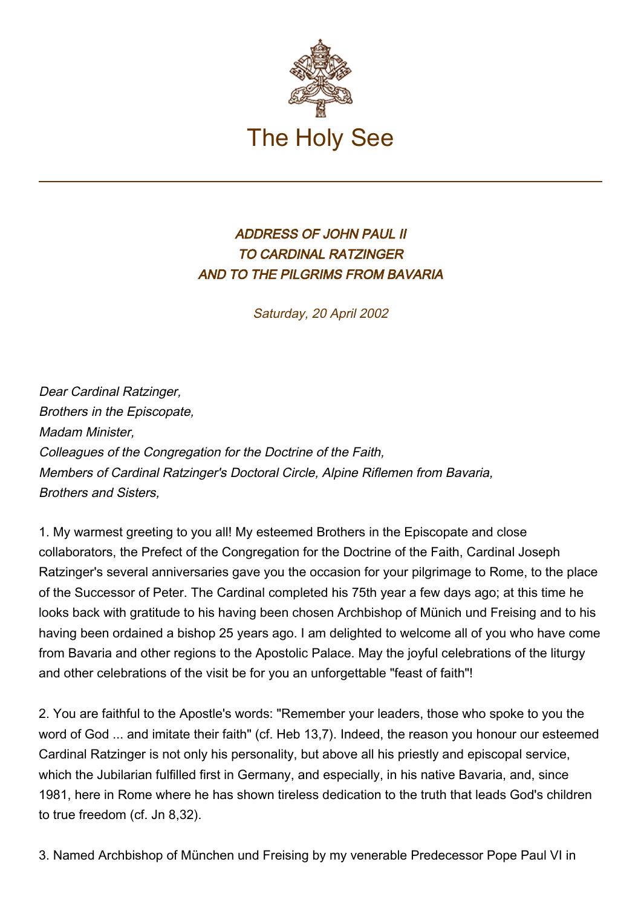# The Holy See

## *ADDRESS OF JOHN PAUL II TO CARDINAL RATZINGER AND TO THE PILGRIMS FROM BAVARIA*

*Saturday, 20 April 2002*

*Dear Cardinal Ratzinger,*
*Brothers in the Episcopate,*
*Madam Minister,*
*Colleagues of the Congregation for the Doctrine of the Faith,*
*Members of Cardinal Ratzinger's Doctoral Circle, Alpine Riflemen from Bavaria,*
*Brothers and Sisters,*

1. My warmest greeting to you all! My esteemed Brothers in the Episcopate and close collaborators, the Prefect of the Congregation for the Doctrine of the Faith, Cardinal Joseph Ratzinger's several anniversaries gave you the occasion for your pilgrimage to Rome, to the place of the Successor of Peter. The Cardinal completed his 75th year a few days ago; at this time he looks back with gratitude to his having been chosen Archbishop of Münich und Freising and to his having been ordained a bishop 25 years ago. I am delighted to welcome all of you who have come from Bavaria and other regions to the Apostolic Palace. May the joyful celebrations of the liturgy and other celebrations of the visit be for you an unforgettable "feast of faith"!

2. You are faithful to the Apostle's words: "Remember your leaders, those who spoke to you the word of God ... and imitate their faith" (cf. Heb 13,7). Indeed, the reason you honour our esteemed Cardinal Ratzinger is not only his personality, but above all his priestly and episcopal service, which the Jubilarian fulfilled first in Germany, and especially, in his native Bavaria, and, since 1981, here in Rome where he has shown tireless dedication to the truth that leads God's children to true freedom (cf. Jn 8,32).

3. Named Archbishop of München und Freising by my venerable Predecessor Pope Paul VI in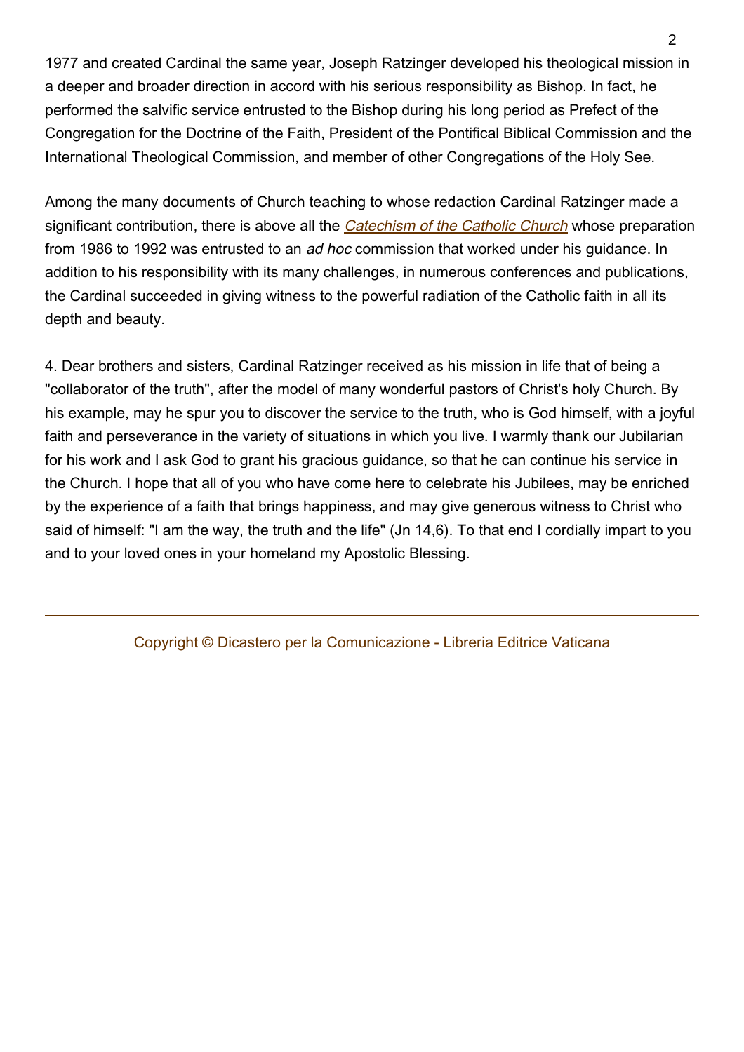1977 and created Cardinal the same year, Joseph Ratzinger developed his theological mission in a deeper and broader direction in accord with his serious responsibility as Bishop. In fact, he performed the salvific service entrusted to the Bishop during his long period as Prefect of the Congregation for the Doctrine of the Faith, President of the Pontifical Biblical Commission and the International Theological Commission, and member of other Congregations of the Holy See.

Among the many documents of Church teaching to whose redaction Cardinal Ratzinger made a significant contribution, there is above all the *Catechism of the Catholic Church* whose preparation from 1986 to 1992 was entrusted to an *ad hoc* commission that worked under his guidance. In addition to his responsibility with its many challenges, in numerous conferences and publications, the Cardinal succeeded in giving witness to the powerful radiation of the Catholic faith in all its depth and beauty.

4. Dear brothers and sisters, Cardinal Ratzinger received as his mission in life that of being a "collaborator of the truth", after the model of many wonderful pastors of Christ's holy Church. By his example, may he spur you to discover the service to the truth, who is God himself, with a joyful faith and perseverance in the variety of situations in which you live. I warmly thank our Jubilarian for his work and I ask God to grant his gracious guidance, so that he can continue his service in the Church. I hope that all of you who have come here to celebrate his Jubilees, may be enriched by the experience of a faith that brings happiness, and may give generous witness to Christ who said of himself: "I am the way, the truth and the life" (Jn 14,6). To that end I cordially impart to you and to your loved ones in your homeland my Apostolic Blessing.

---

Copyright © Dicastero per la Comunicazione - Libreria Editrice Vaticana